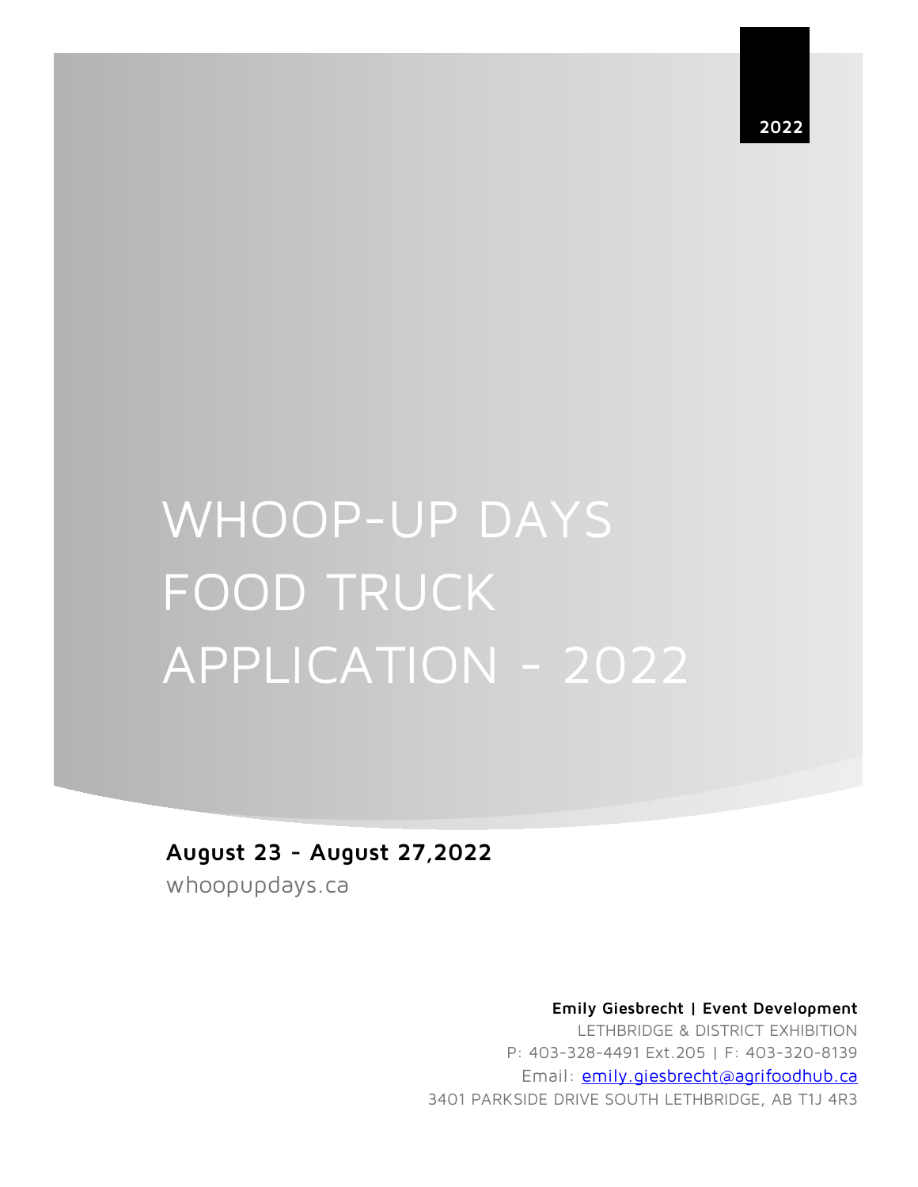2022

# WHOOP-UP DAYS FOOD TRUCK APPLICATION - 2022

**August 23 - August 27,2022**

whoopupdays.ca

**Emily Giesbrecht | Event Development**

LETHBRIDGE & DISTRICT EXHIBITION

P: 403-328-4491 Ext.205 | F: 403-320-8139

Email: emily.giesbrecht@agrifoodhub.ca

3401 PARKSIDE DRIVE SOUTH LETHBRIDGE, AB T1J 4R3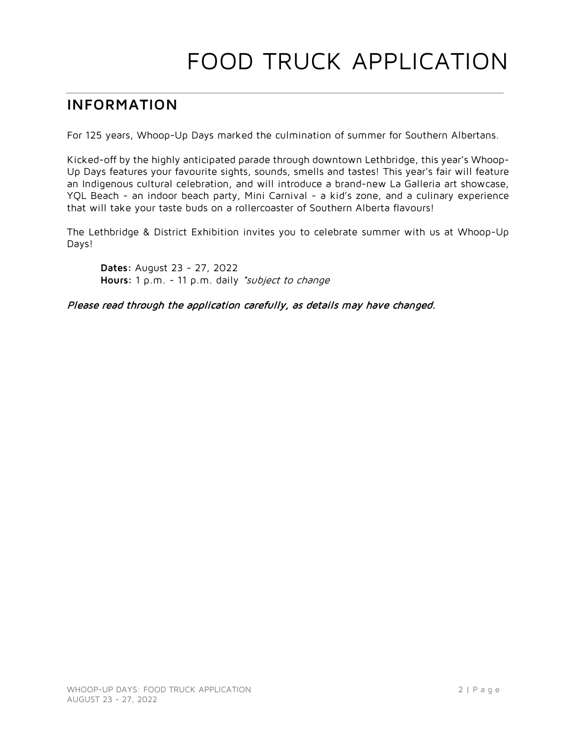# FOOD TRUCK APPLICATION

## INFORMATION

For 125 years, Whoop-Up Days marked the culmination of summer for Southern Albertans.

Kicked-off by the highly anticipated parade through downtown Lethbridge, this year's Whoop-Up Days features your favourite sights, sounds, smells and tastes! This year's fair will feature an Indigenous cultural celebration, and will introduce a brand-new La Galleria art showcase, YQL Beach - an indoor beach party, Mini Carnival - a kid's zone, and a culinary experience that will take your taste buds on a rollercoaster of Southern Alberta flavours!

The Lethbridge & District Exhibition invites you to celebrate summer with us at Whoop-Up Days!

**Dates:** August 23 - 27, 2022
**Hours:** 1 p.m. - 11 p.m. daily *\*subject to change*

*Please read through the application carefully, as details may have changed.*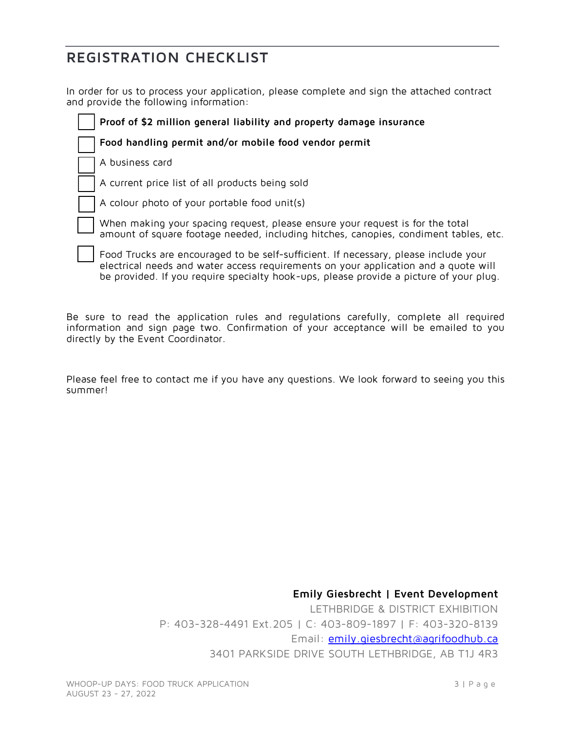## REGISTRATION CHECKLIST

In order for us to process your application, please complete and sign the attached contract and provide the following information:

- [ ] **Proof of $2 million general liability and property damage insurance**
- [ ] **Food handling permit and/or mobile food vendor permit**
- [ ] A business card
- [ ] A current price list of all products being sold
- [ ] A colour photo of your portable food unit(s)
- [ ] When making your spacing request, please ensure your request is for the total amount of square footage needed, including hitches, canopies, condiment tables, etc.
- [ ] Food Trucks are encouraged to be self-sufficient. If necessary, please include your electrical needs and water access requirements on your application and a quote will be provided. If you require specialty hook-ups, please provide a picture of your plug.

Be sure to read the application rules and regulations carefully, complete all required information and sign page two. Confirmation of your acceptance will be emailed to you directly by the Event Coordinator.

Please feel free to contact me if you have any questions. We look forward to seeing you this summer!

**Emily Giesbrecht | Event Development**
LETHBRIDGE & DISTRICT EXHIBITION
P: 403-328-4491 Ext.205 | C: 403-809-1897 | F: 403-320-8139
Email: emily.giesbrecht@agrifoodhub.ca
3401 PARKSIDE DRIVE SOUTH LETHBRIDGE, AB T1J 4R3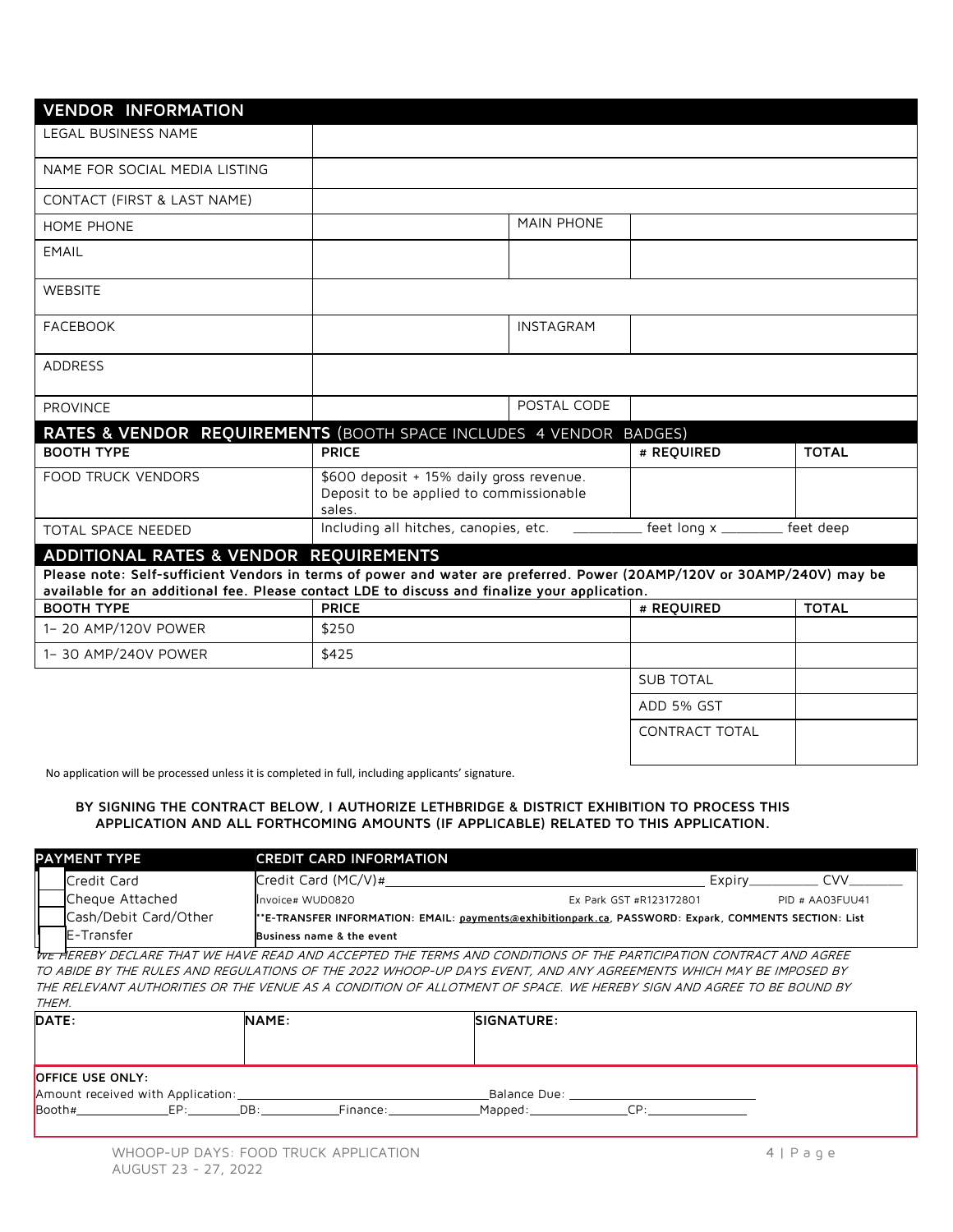## VENDOR INFORMATION

| | | | |
|---|---|---|---|
| LEGAL BUSINESS NAME | | | |
| NAME FOR SOCIAL MEDIA LISTING | | | |
| CONTACT (FIRST & LAST NAME) | | | |
| HOME PHONE | | MAIN PHONE | |
| EMAIL | | | |
| WEBSITE | | | |
| FACEBOOK | | INSTAGRAM | |
| ADDRESS | | | |
| PROVINCE | | POSTAL CODE | |

## RATES & VENDOR REQUIREMENTS (BOOTH SPACE INCLUDES 4 VENDOR BADGES)

| BOOTH TYPE | PRICE | # REQUIRED | TOTAL |
|---|---|---|---|
| FOOD TRUCK VENDORS | $600 deposit + 15% daily gross revenue. Deposit to be applied to commissionable sales. | | |
| TOTAL SPACE NEEDED | Including all hitches, canopies, etc. | _________ feet long x ________ feet deep | |

## ADDITIONAL RATES & VENDOR REQUIREMENTS

**Please note: Self-sufficient Vendors in terms of power and water are preferred. Power (20AMP/120V or 30AMP/240V) may be available for an additional fee. Please contact LDE to discuss and finalize your application.**

| BOOTH TYPE | PRICE | # REQUIRED | TOTAL |
|---|---|---|---|
| 1– 20 AMP/120V POWER | $250 | | |
| 1– 30 AMP/240V POWER | $425 | | |
| | | SUB TOTAL | |
| | | ADD 5% GST | |
| | | CONTRACT TOTAL | |

No application will be processed unless it is completed in full, including applicants' signature.

**BY SIGNING THE CONTRACT BELOW, I AUTHORIZE LETHBRIDGE & DISTRICT EXHIBITION TO PROCESS THIS APPLICATION AND ALL FORTHCOMING AMOUNTS (IF APPLICABLE) RELATED TO THIS APPLICATION.**

| PAYMENT TYPE | CREDIT CARD INFORMATION | | |
|---|---|---|---|
| ☐ Credit Card | Credit Card (MC/V)#______________________ | Expiry__________ | CVV________ |
| ☐ Cheque Attached | Invoice# WUD0820 | Ex Park GST #R123172801 | PID # AA03FUU41 |
| ☐ Cash/Debit Card/Other | **E-TRANSFER INFORMATION: EMAIL: payments@exhibitionpark.ca, PASSWORD: Expark, COMMENTS SECTION: List | | |
| ☐ E-Transfer | **Business name & the event** | | |

*WE HEREBY DECLARE THAT WE HAVE READ AND ACCEPTED THE TERMS AND CONDITIONS OF THE PARTICIPATION CONTRACT AND AGREE TO ABIDE BY THE RULES AND REGULATIONS OF THE 2022 WHOOP-UP DAYS EVENT, AND ANY AGREEMENTS WHICH MAY BE IMPOSED BY THE RELEVANT AUTHORITIES OR THE VENUE AS A CONDITION OF ALLOTMENT OF SPACE. WE HEREBY SIGN AND AGREE TO BE BOUND BY THEM.*

| DATE: | NAME: | SIGNATURE: |
|---|---|---|
| | | |

**OFFICE USE ONLY:**

Amount received with Application:______________________ Balance Due: ______________________

Booth#____________EP:________DB:__________Finance:____________Mapped:____________CP:____________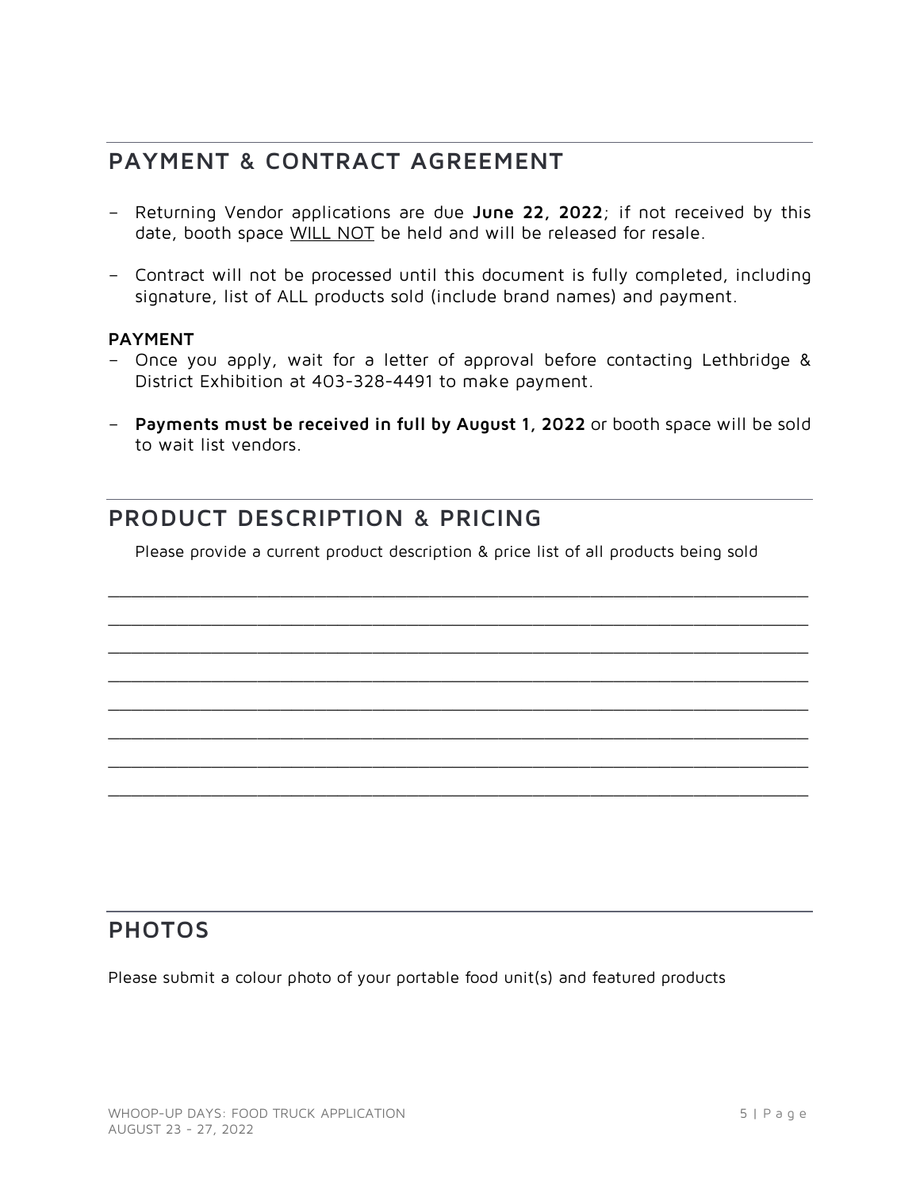## PAYMENT & CONTRACT AGREEMENT

- Returning Vendor applications are due **June 22, 2022**; if not received by this date, booth space WILL NOT be held and will be released for resale.
- Contract will not be processed until this document is fully completed, including signature, list of ALL products sold (include brand names) and payment.

**PAYMENT**

- Once you apply, wait for a letter of approval before contacting Lethbridge & District Exhibition at 403-328-4491 to make payment.
- **Payments must be received in full by August 1, 2022** or booth space will be sold to wait list vendors.

## PRODUCT DESCRIPTION & PRICING

Please provide a current product description & price list of all products being sold

______________________________________________________________________________

______________________________________________________________________________

______________________________________________________________________________

______________________________________________________________________________

______________________________________________________________________________

______________________________________________________________________________

______________________________________________________________________________

______________________________________________________________________________

## PHOTOS

Please submit a colour photo of your portable food unit(s) and featured products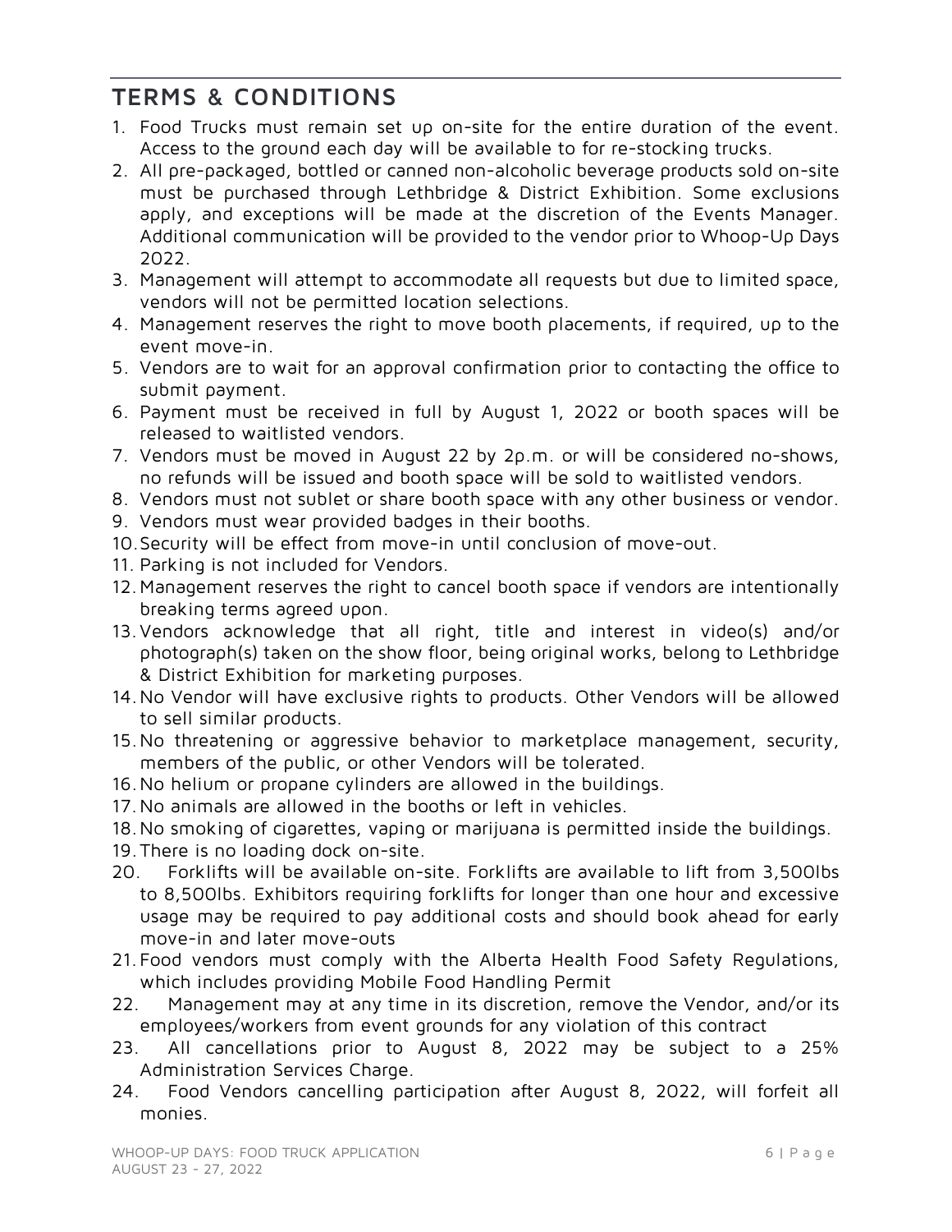## TERMS & CONDITIONS

1. Food Trucks must remain set up on-site for the entire duration of the event. Access to the ground each day will be available to for re-stocking trucks.
2. All pre-packaged, bottled or canned non-alcoholic beverage products sold on-site must be purchased through Lethbridge & District Exhibition. Some exclusions apply, and exceptions will be made at the discretion of the Events Manager. Additional communication will be provided to the vendor prior to Whoop-Up Days 2022.
3. Management will attempt to accommodate all requests but due to limited space, vendors will not be permitted location selections.
4. Management reserves the right to move booth placements, if required, up to the event move-in.
5. Vendors are to wait for an approval confirmation prior to contacting the office to submit payment.
6. Payment must be received in full by August 1, 2022 or booth spaces will be released to waitlisted vendors.
7. Vendors must be moved in August 22 by 2p.m. or will be considered no-shows, no refunds will be issued and booth space will be sold to waitlisted vendors.
8. Vendors must not sublet or share booth space with any other business or vendor.
9. Vendors must wear provided badges in their booths.
10. Security will be effect from move-in until conclusion of move-out.
11. Parking is not included for Vendors.
12. Management reserves the right to cancel booth space if vendors are intentionally breaking terms agreed upon.
13. Vendors acknowledge that all right, title and interest in video(s) and/or photograph(s) taken on the show floor, being original works, belong to Lethbridge & District Exhibition for marketing purposes.
14. No Vendor will have exclusive rights to products. Other Vendors will be allowed to sell similar products.
15. No threatening or aggressive behavior to marketplace management, security, members of the public, or other Vendors will be tolerated.
16. No helium or propane cylinders are allowed in the buildings.
17. No animals are allowed in the booths or left in vehicles.
18. No smoking of cigarettes, vaping or marijuana is permitted inside the buildings.
19. There is no loading dock on-site.
20. Forklifts will be available on-site. Forklifts are available to lift from 3,500lbs to 8,500lbs. Exhibitors requiring forklifts for longer than one hour and excessive usage may be required to pay additional costs and should book ahead for early move-in and later move-outs
21. Food vendors must comply with the Alberta Health Food Safety Regulations, which includes providing Mobile Food Handling Permit
22. Management may at any time in its discretion, remove the Vendor, and/or its employees/workers from event grounds for any violation of this contract
23. All cancellations prior to August 8, 2022 may be subject to a 25% Administration Services Charge.
24. Food Vendors cancelling participation after August 8, 2022, will forfeit all monies.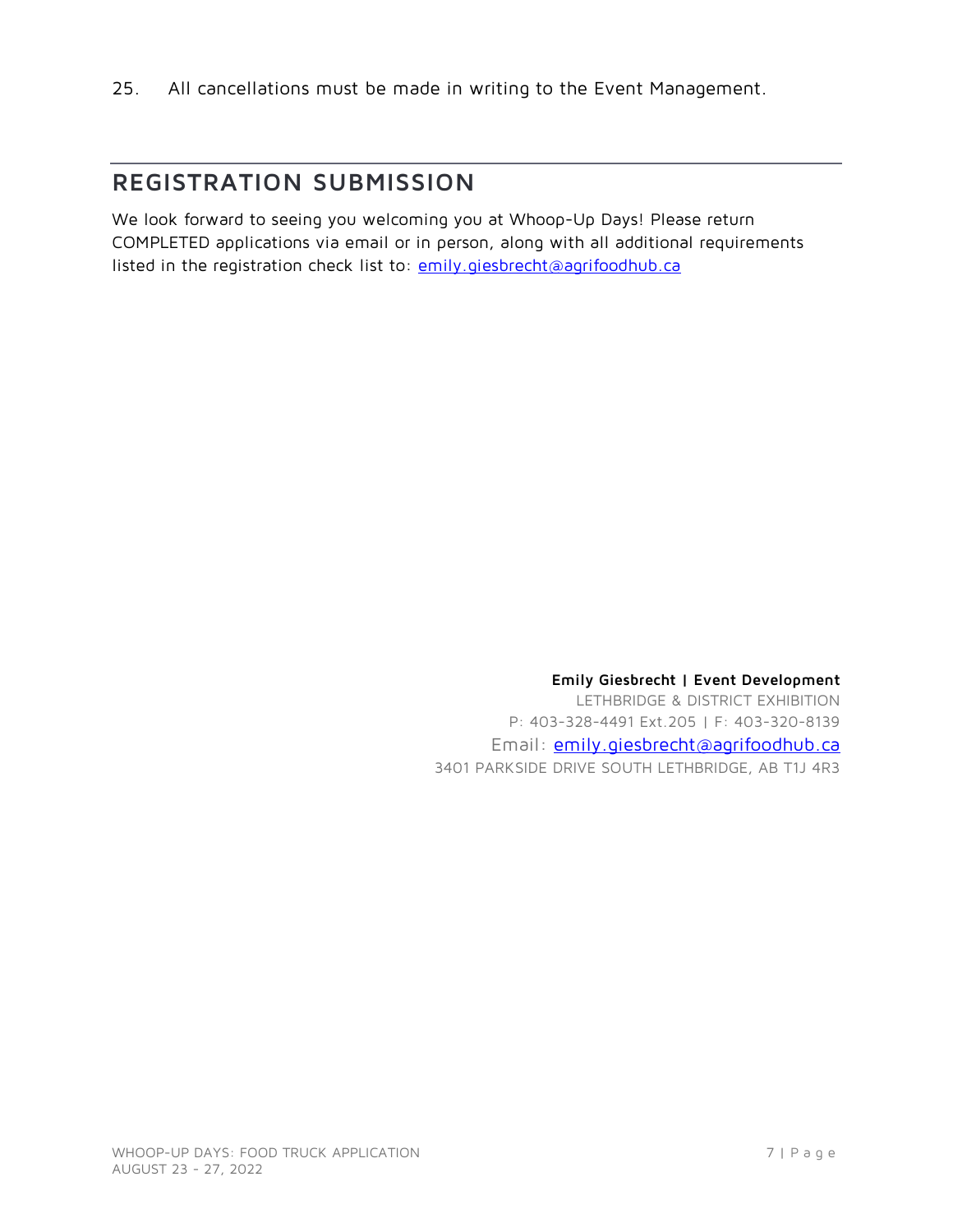25. All cancellations must be made in writing to the Event Management.

## REGISTRATION SUBMISSION

We look forward to seeing you welcoming you at Whoop-Up Days! Please return COMPLETED applications via email or in person, along with all additional requirements listed in the registration check list to: emily.giesbrecht@agrifoodhub.ca

**Emily Giesbrecht | Event Development**
LETHBRIDGE & DISTRICT EXHIBITION
P: 403-328-4491 Ext.205 | F: 403-320-8139
Email: emily.giesbrecht@agrifoodhub.ca
3401 PARKSIDE DRIVE SOUTH LETHBRIDGE, AB T1J 4R3